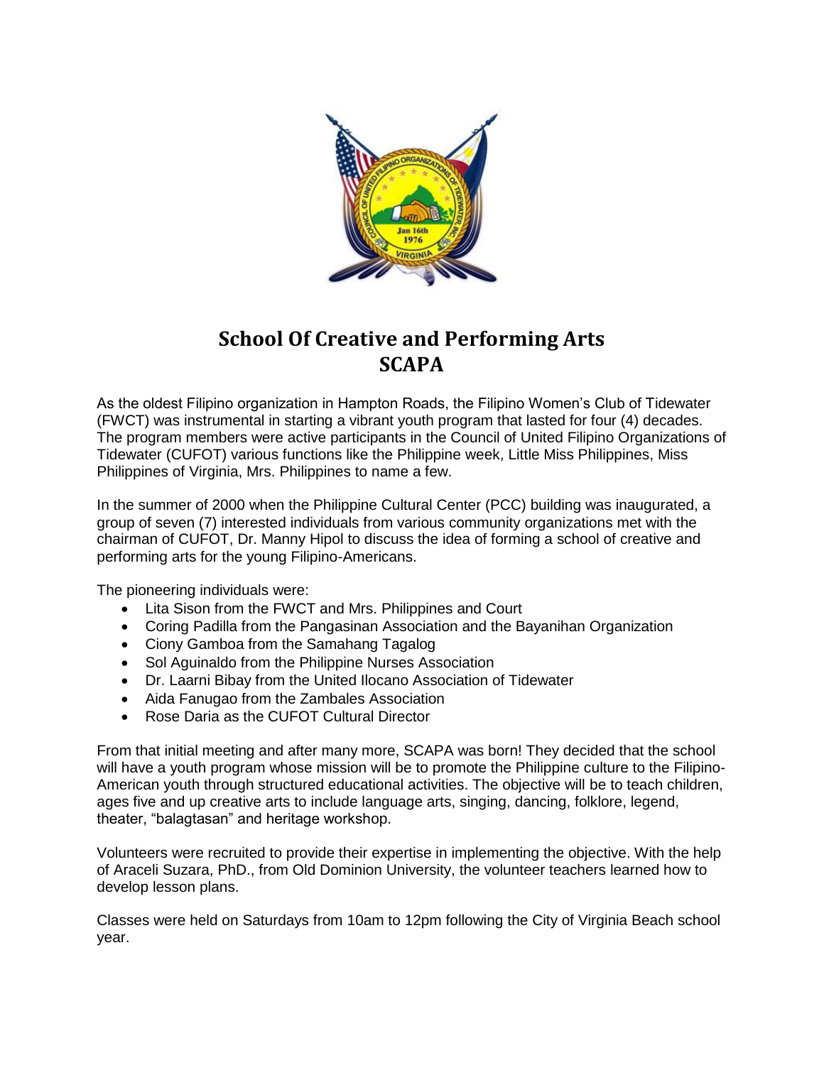# School Of Creative and Performing Arts
# SCAPA

As the oldest Filipino organization in Hampton Roads, the Filipino Women's Club of Tidewater (FWCT) was instrumental in starting a vibrant youth program that lasted for four (4) decades. The program members were active participants in the Council of United Filipino Organizations of Tidewater (CUFOT) various functions like the Philippine week, Little Miss Philippines, Miss Philippines of Virginia, Mrs. Philippines to name a few.

In the summer of 2000 when the Philippine Cultural Center (PCC) building was inaugurated, a group of seven (7) interested individuals from various community organizations met with the chairman of CUFOT, Dr. Manny Hipol to discuss the idea of forming a school of creative and performing arts for the young Filipino-Americans.

The pioneering individuals were:

- Lita Sison from the FWCT and Mrs. Philippines and Court
- Coring Padilla from the Pangasinan Association and the Bayanihan Organization
- Ciony Gamboa from the Samahang Tagalog
- Sol Aguinaldo from the Philippine Nurses Association
- Dr. Laarni Bibay from the United Ilocano Association of Tidewater
- Aida Fanugao from the Zambales Association
- Rose Daria as the CUFOT Cultural Director

From that initial meeting and after many more, SCAPA was born! They decided that the school will have a youth program whose mission will be to promote the Philippine culture to the Filipino-American youth through structured educational activities. The objective will be to teach children, ages five and up creative arts to include language arts, singing, dancing, folklore, legend, theater, "balagtasan" and heritage workshop.

Volunteers were recruited to provide their expertise in implementing the objective. With the help of Araceli Suzara, PhD., from Old Dominion University, the volunteer teachers learned how to develop lesson plans.

Classes were held on Saturdays from 10am to 12pm following the City of Virginia Beach school year.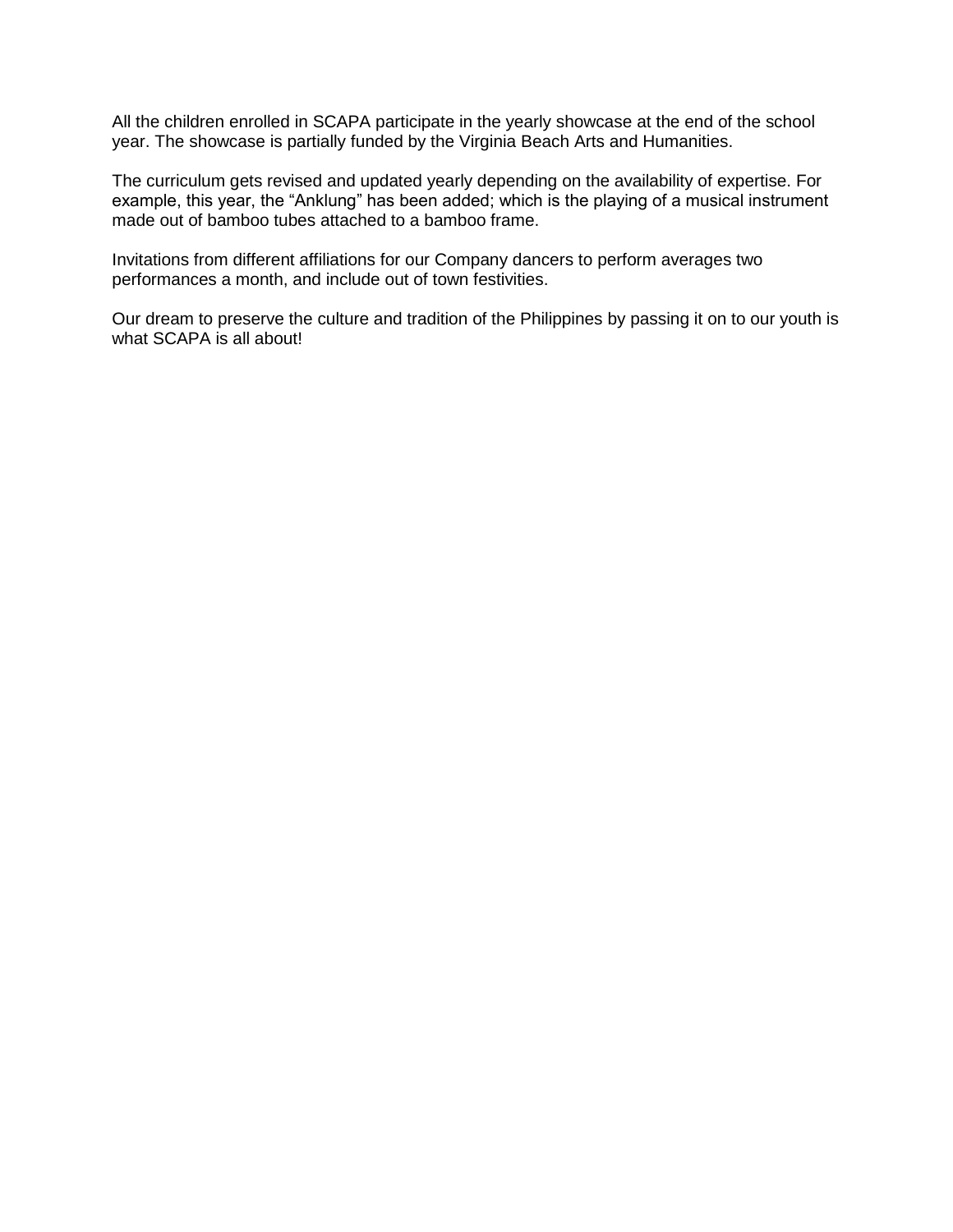All the children enrolled in SCAPA participate in the yearly showcase at the end of the school year. The showcase is partially funded by the Virginia Beach Arts and Humanities.

The curriculum gets revised and updated yearly depending on the availability of expertise. For example, this year, the “Anklung” has been added; which is the playing of a musical instrument made out of bamboo tubes attached to a bamboo frame.

Invitations from different affiliations for our Company dancers to perform averages two performances a month, and include out of town festivities.

Our dream to preserve the culture and tradition of the Philippines by passing it on to our youth is what SCAPA is all about!